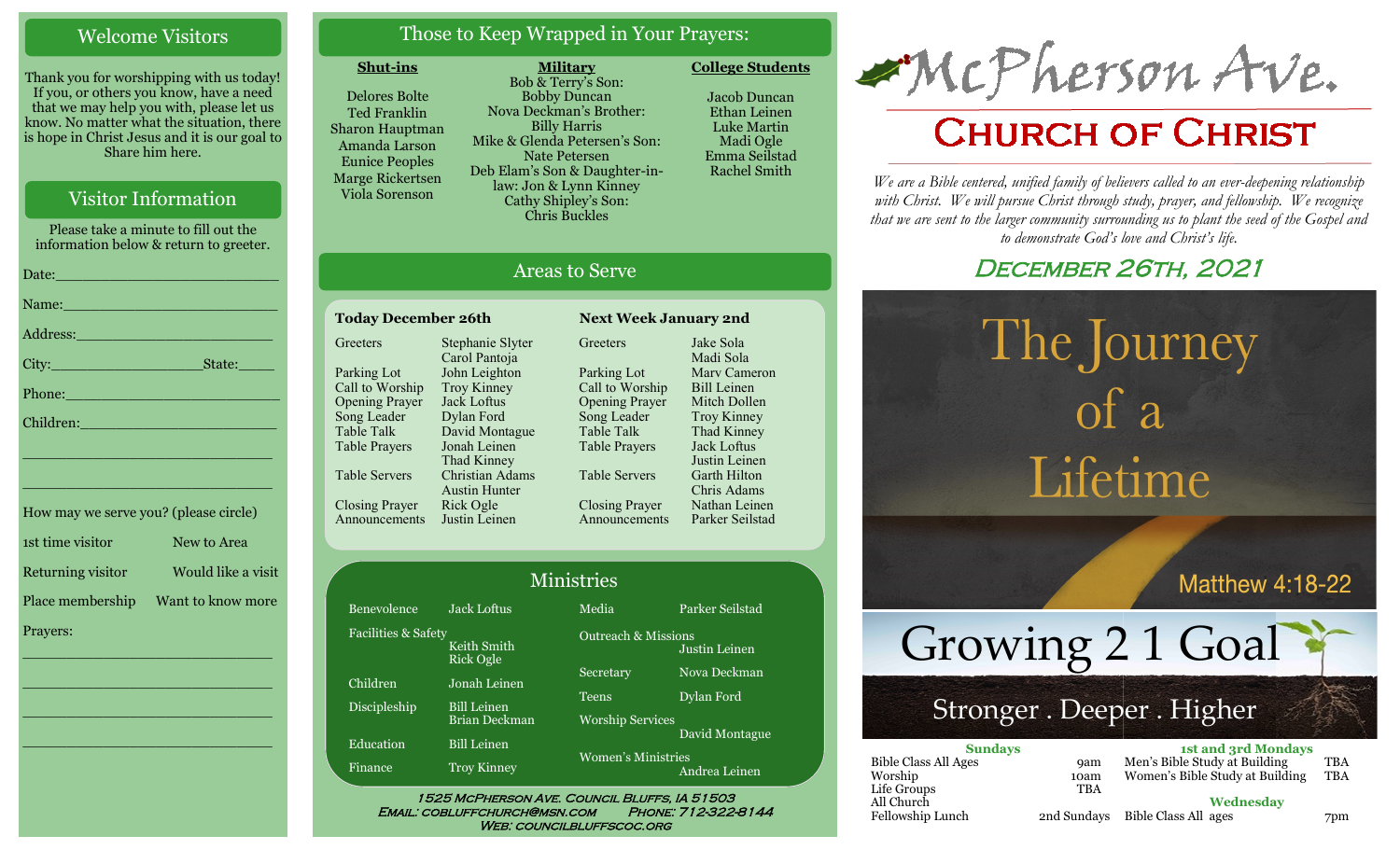## Welcome Visitors

Thank you for worshipping with us today! If you, or others you know, have a need that we may help you with, please let us know. No matter what the situation, there is hope in Christ Jesus and it is our goal to Share him here.

## Visitor Information

Please take a minute to fill out the information below & return to greeter.

Date:___________________________

Name:__________________________

Address:________________________

City:__________________State:_____

Phone:__________________________

Children:________________________

________________________________

________________________________

How may we serve you? (please circle)

1st time visitor — New to Area

Returning visitor — Would like a visit

Place membership — Want to know more

Prayers:

________________________________

________________________________

________________________________

________________________________

## Those to Keep Wrapped in Your Prayers:

**Shut-ins**

- Delores Bolte
- Ted Franklin
- Sharon Hauptman
- Amanda Larson
- Eunice Peoples
- Marge Rickertsen
- Viola Sorenson

**Military**

- Bob & Terry's Son: Bobby Duncan
- Nova Deckman's Brother: Billy Harris
- Mike & Glenda Petersen's Son: Nate Petersen
- Deb Elam's Son & Daughter-in-law: Jon & Lynn Kinney
- Cathy Shipley's Son: Chris Buckles

**College Students**

- Jacob Duncan
- Ethan Leinen
- Luke Martin
- Madi Ogle
- Emma Seilstad
- Rachel Smith

## Areas to Serve

**Today December 26th**

| Role | Name |
|---|---|
| Greeters | Stephanie Slyter, Carol Pantoja |
| Parking Lot | John Leighton |
| Call to Worship | Troy Kinney |
| Opening Prayer | Jack Loftus |
| Song Leader | Dylan Ford |
| Table Talk | David Montague |
| Table Prayers | Jonah Leinen, Thad Kinney |
| Table Servers | Christian Adams, Austin Hunter |
| Closing Prayer | Rick Ogle |
| Announcements | Justin Leinen |

**Next Week January 2nd**

| Role | Name |
|---|---|
| Greeters | Jake Sola, Madi Sola |
| Parking Lot | Marv Cameron |
| Call to Worship | Bill Leinen |
| Opening Prayer | Mitch Dollen |
| Song Leader | Troy Kinney |
| Table Talk | Thad Kinney |
| Table Prayers | Jack Loftus, Justin Leinen |
| Table Servers | Garth Hilton, Chris Adams |
| Closing Prayer | Nathan Leinen |
| Announcements | Parker Seilstad |

## Ministries

| Ministry | Leader |
|---|---|
| Benevolence | Jack Loftus |
| Facilities & Safety | Keith Smith, Rick Ogle |
| Children | Jonah Leinen |
| Discipleship | Bill Leinen, Brian Deckman |
| Education | Bill Leinen |
| Finance | Troy Kinney |
| Media | Parker Seilstad |
| Outreach & Missions | Justin Leinen |
| Secretary | Nova Deckman |
| Teens | Dylan Ford |
| Worship Services | David Montague |
| Women's Ministries | Andrea Leinen |

1525 McPherson Ave. Council Bluffs, IA 51503
Email: cobluffchurch@msn.com Phone: 712-322-8144
Web: councilbluffscoc.org

# McPherson Ave.

# Church of Christ

*We are a Bible centered, unified family of believers called to an ever-deepening relationship with Christ. We will pursue Christ through study, prayer, and fellowship. We recognize that we are sent to the larger community surrounding us to plant the seed of the Gospel and to demonstrate God's love and Christ's life.*

## December 26th, 2021

The Journey of a Lifetime

Matthew 4:18-22

Growing 2 1 Goal

Stronger . Deeper . Higher

**Sundays**

| | |
|---|---|
| Bible Class All Ages | 9am |
| Worship | 10am |
| Life Groups | TBA |
| All Church Fellowship Lunch | 2nd Sundays |

**1st and 3rd Mondays**

| | |
|---|---|
| Men's Bible Study at Building | TBA |
| Women's Bible Study at Building | TBA |

**Wednesday**

| | |
|---|---|
| Bible Class All ages | 7pm |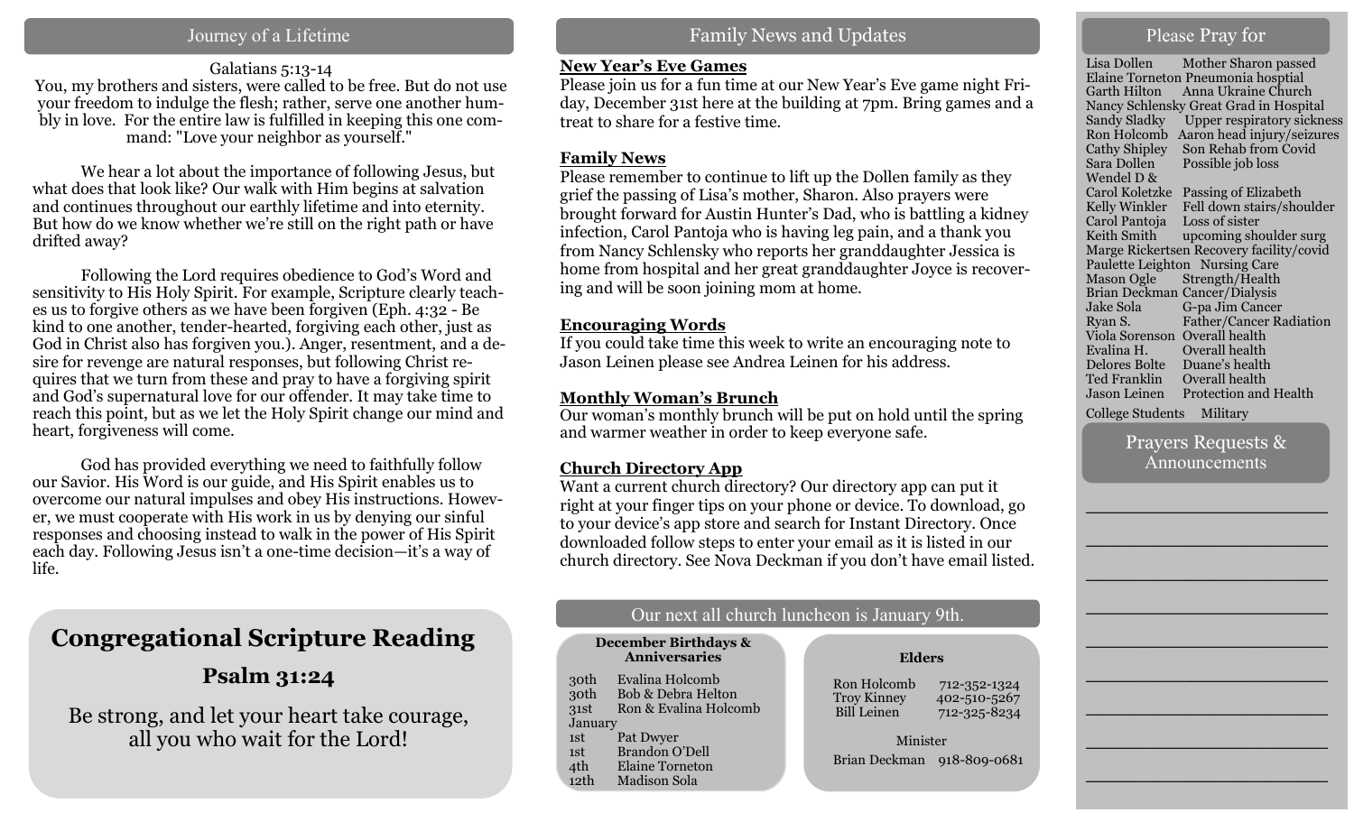## Journey of a Lifetime

Galatians 5:13-14
You, my brothers and sisters, were called to be free. But do not use your freedom to indulge the flesh; rather, serve one another humbly in love. For the entire law is fulfilled in keeping this one command: "Love your neighbor as yourself."

We hear a lot about the importance of following Jesus, but what does that look like? Our walk with Him begins at salvation and continues throughout our earthly lifetime and into eternity. But how do we know whether we're still on the right path or have drifted away?

Following the Lord requires obedience to God's Word and sensitivity to His Holy Spirit. For example, Scripture clearly teaches us to forgive others as we have been forgiven (Eph. 4:32 - Be kind to one another, tender-hearted, forgiving each other, just as God in Christ also has forgiven you.). Anger, resentment, and a desire for revenge are natural responses, but following Christ requires that we turn from these and pray to have a forgiving spirit and God's supernatural love for our offender. It may take time to reach this point, but as we let the Holy Spirit change our mind and heart, forgiveness will come.

God has provided everything we need to faithfully follow our Savior. His Word is our guide, and His Spirit enables us to overcome our natural impulses and obey His instructions. However, we must cooperate with His work in us by denying our sinful responses and choosing instead to walk in the power of His Spirit each day. Following Jesus isn't a one-time decision—it's a way of life.

## Congregational Scripture Reading

### Psalm 31:24

Be strong, and let your heart take courage, all you who wait for the Lord!

## Family News and Updates

**New Year's Eve Games**
Please join us for a fun time at our New Year's Eve game night Friday, December 31st here at the building at 7pm. Bring games and a treat to share for a festive time.

**Family News**
Please remember to continue to lift up the Dollen family as they grief the passing of Lisa's mother, Sharon. Also prayers were brought forward for Austin Hunter's Dad, who is battling a kidney infection, Carol Pantoja who is having leg pain, and a thank you from Nancy Schlensky who reports her granddaughter Jessica is home from hospital and her great granddaughter Joyce is recovering and will be soon joining mom at home.

**Encouraging Words**
If you could take time this week to write an encouraging note to Jason Leinen please see Andrea Leinen for his address.

**Monthly Woman's Brunch**
Our woman's monthly brunch will be put on hold until the spring and warmer weather in order to keep everyone safe.

**Church Directory App**
Want a current church directory? Our directory app can put it right at your finger tips on your phone or device. To download, go to your device's app store and search for Instant Directory. Once downloaded follow steps to enter your email as it is listed in our church directory. See Nova Deckman if you don't have email listed.

Our next all church luncheon is January 9th.

**December Birthdays & Anniversaries**

| | |
|---|---|
| 30th | Evalina Holcomb |
| 30th | Bob & Debra Helton |
| 31st | Ron & Evalina Holcomb |
| January | |
| 1st | Pat Dwyer |
| 1st | Brandon O'Dell |
| 4th | Elaine Torneton |
| 12th | Madison Sola |

**Elders**

| | |
|---|---|
| Ron Holcomb | 712-352-1324 |
| Troy Kinney | 402-510-5267 |
| Bill Leinen | 712-325-8234 |

Minister

Brian Deckman 918-809-0681

## Please Pray for

| | |
|---|---|
| Lisa Dollen | Mother Sharon passed |
| Elaine Torneton | Pneumonia hosptial |
| Garth Hilton | Anna Ukraine Church |
| Nancy Schlensky | Great Grad in Hospital |
| Sandy Sladky | Upper respiratory sickness |
| Ron Holcomb | Aaron head injury/seizures |
| Cathy Shipley | Son Rehab from Covid |
| Sara Dollen | Possible job loss |
| Wendel D & Carol Koletzke | Passing of Elizabeth |
| Kelly Winkler | Fell down stairs/shoulder |
| Carol Pantoja | Loss of sister |
| Keith Smith | upcoming shoulder surg |
| Marge Rickertsen | Recovery facility/covid |
| Paulette Leighton | Nursing Care |
| Mason Ogle | Strength/Health |
| Brian Deckman | Cancer/Dialysis |
| Jake Sola | G-pa Jim Cancer |
| Ryan S. | Father/Cancer Radiation |
| Viola Sorenson | Overall health |
| Evalina H. | Overall health |
| Delores Bolte | Duane's health |
| Ted Franklin | Overall health |
| Jason Leinen | Protection and Health |
| College Students | Military |

## Prayers Requests & Announcements

\_\_\_\_\_\_\_\_\_\_\_\_\_\_\_\_\_\_\_\_\_\_\_\_

\_\_\_\_\_\_\_\_\_\_\_\_\_\_\_\_\_\_\_\_\_\_\_\_

\_\_\_\_\_\_\_\_\_\_\_\_\_\_\_\_\_\_\_\_\_\_\_\_

\_\_\_\_\_\_\_\_\_\_\_\_\_\_\_\_\_\_\_\_\_\_\_\_

\_\_\_\_\_\_\_\_\_\_\_\_\_\_\_\_\_\_\_\_\_\_\_\_

\_\_\_\_\_\_\_\_\_\_\_\_\_\_\_\_\_\_\_\_\_\_\_\_

\_\_\_\_\_\_\_\_\_\_\_\_\_\_\_\_\_\_\_\_\_\_\_\_

\_\_\_\_\_\_\_\_\_\_\_\_\_\_\_\_\_\_\_\_\_\_\_\_

\_\_\_\_\_\_\_\_\_\_\_\_\_\_\_\_\_\_\_\_\_\_\_\_